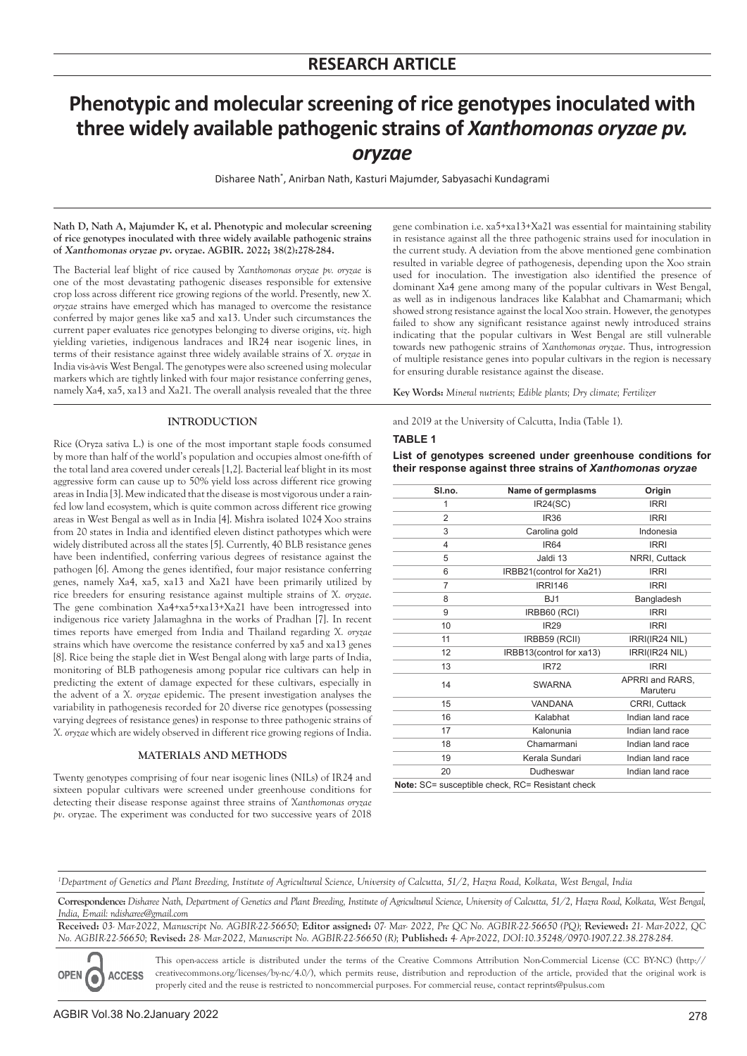## RESEARCH ARTICLE

# Phenotypic and molecular screening of rice genotypes inoculated with three widely available pathogenic strains of *Xanthomonas oryzae pv. oryzae*

Disharee Nath*, Anirban Nath, Kasturi Majumder, Sabyasachi Kundagrami

**Nath D, Nath A, Majumder K, et al. Phenotypic and molecular screening of rice genotypes inoculated with three widely available pathogenic strains of *Xanthomonas oryzae pv.* oryzae. AGBIR. 2022; 38(2):278-284.**

The Bacterial leaf blight of rice caused by *Xanthomonas oryzae pv. oryzae* is one of the most devastating pathogenic diseases responsible for extensive crop loss across different rice growing regions of the world. Presently, new *X. oryzae* strains have emerged which has managed to overcome the resistance conferred by major genes like xa5 and xa13. Under such circumstances the current paper evaluates rice genotypes belonging to diverse origins, *viz*. high yielding varieties, indigenous landraces and IR24 near isogenic lines, in terms of their resistance against three widely available strains of *X. oryzae* in India vis-à-vis West Bengal. The genotypes were also screened using molecular markers which are tightly linked with four major resistance conferring genes, namely Xa4, xa5, xa13 and Xa21. The overall analysis revealed that the three gene combination i.e. xa5+xa13+Xa21 was essential for maintaining stability in resistance against all the three pathogenic strains used for inoculation in the current study. A deviation from the above mentioned gene combination resulted in variable degree of pathogenesis, depending upon the Xoo strain used for inoculation. The investigation also identified the presence of dominant Xa4 gene among many of the popular cultivars in West Bengal, as well as in indigenous landraces like Kalabhat and Chamarmani; which showed strong resistance against the local Xoo strain. However, the genotypes failed to show any significant resistance against newly introduced strains indicating that the popular cultivars in West Bengal are still vulnerable towards new pathogenic strains of *Xanthomonas oryzae*. Thus, introgression of multiple resistance genes into popular cultivars in the region is necessary for ensuring durable resistance against the disease.

**Key Words:** *Mineral nutrients; Edible plants; Dry climate; Fertilizer*

## INTRODUCTION

Rice (Oryza sativa L.) is one of the most important staple foods consumed by more than half of the world's population and occupies almost one-fifth of the total land area covered under cereals [1,2]. Bacterial leaf blight in its most aggressive form can cause up to 50% yield loss across different rice growing areas in India [3]. Mew indicated that the disease is most vigorous under a rain-fed low land ecosystem, which is quite common across different rice growing areas in West Bengal as well as in India [4]. Mishra isolated 1024 Xoo strains from 20 states in India and identified eleven distinct pathotypes which were widely distributed across all the states [5]. Currently, 40 BLB resistance genes have been indentified, conferring various degrees of resistance against the pathogen [6]. Among the genes identified, four major resistance conferring genes, namely Xa4, xa5, xa13 and Xa21 have been primarily utilized by rice breeders for ensuring resistance against multiple strains of *X. oryzae*. The gene combination Xa4+xa5+xa13+Xa21 have been introgressed into indigenous rice variety Jalamaghna in the works of Pradhan [7]. In recent times reports have emerged from India and Thailand regarding *X. oryzae* strains which have overcome the resistance conferred by xa5 and xa13 genes [8]. Rice being the staple diet in West Bengal along with large parts of India, monitoring of BLB pathogenesis among popular rice cultivars can help in predicting the extent of damage expected for these cultivars, especially in the advent of a *X. oryzae* epidemic. The present investigation analyses the variability in pathogenesis recorded for 20 diverse rice genotypes (possessing varying degrees of resistance genes) in response to three pathogenic strains of *X. oryzae* which are widely observed in different rice growing regions of India.

## MATERIALS AND METHODS

Twenty genotypes comprising of four near isogenic lines (NILs) of IR24 and sixteen popular cultivars were screened under greenhouse conditions for detecting their disease response against three strains of *Xanthomonas oryzae pv.* oryzae. The experiment was conducted for two successive years of 2018 and 2019 at the University of Calcutta, India (Table 1).

**TABLE 1**

**List of genotypes screened under greenhouse conditions for their response against three strains of *Xanthomonas oryzae***

| Sl.no. | Name of germplasms | Origin |
|---|---|---|
| 1 | IR24(SC) | IRRI |
| 2 | IR36 | IRRI |
| 3 | Carolina gold | Indonesia |
| 4 | IR64 | IRRI |
| 5 | Jaldi 13 | NRRI, Cuttack |
| 6 | IRBB21(control for Xa21) | IRRI |
| 7 | IRRI146 | IRRI |
| 8 | BJ1 | Bangladesh |
| 9 | IRBB60 (RCI) | IRRI |
| 10 | IR29 | IRRI |
| 11 | IRBB59 (RCII) | IRRI(IR24 NIL) |
| 12 | IRBB13(control for xa13) | IRRI(IR24 NIL) |
| 13 | IR72 | IRRI |
| 14 | SWARNA | APRRI and RARS, Maruteru |
| 15 | VANDANA | CRRI, Cuttack |
| 16 | Kalabhat | Indian land race |
| 17 | Kalonunia | Indian land race |
| 18 | Chamarmani | Indian land race |
| 19 | Kerala Sundari | Indian land race |
| 20 | Dudheswar | Indian land race |

**Note:** SC= susceptible check, RC= Resistant check

[1]Department of Genetics and Plant Breeding, Institute of Agricultural Science, University of Calcutta, 51/2, Hazra Road, Kolkata, West Bengal, India

**Correspondence:** Disharee Nath, Department of Genetics and Plant Breeding, Institute of Agricultural Science, University of Calcutta, 51/2, Hazra Road, Kolkata, West Bengal, India, E-mail: ndisharee@gmail.com

**Received:** 03- Mar-2022, Manuscript No. AGBIR-22-56650; **Editor assigned:** 07- Mar- 2022, Pre QC No. AGBIR-22-56650 (PQ); **Reviewed:** 21- Mar-2022, QC No. AGBIR-22-56650; **Revised:** 28- Mar-2022, Manuscript No. AGBIR-22-56650 (R); **Published:** 4- Apr-2022, DOI:10.35248/0970-1907.22.38.278-284.

OPEN ACCESS This open-access article is distributed under the terms of the Creative Commons Attribution Non-Commercial License (CC BY-NC) (http://creativecommons.org/licenses/by-nc/4.0/), which permits reuse, distribution and reproduction of the article, provided that the original work is properly cited and the reuse is restricted to noncommercial purposes. For commercial reuse, contact reprints@pulsus.com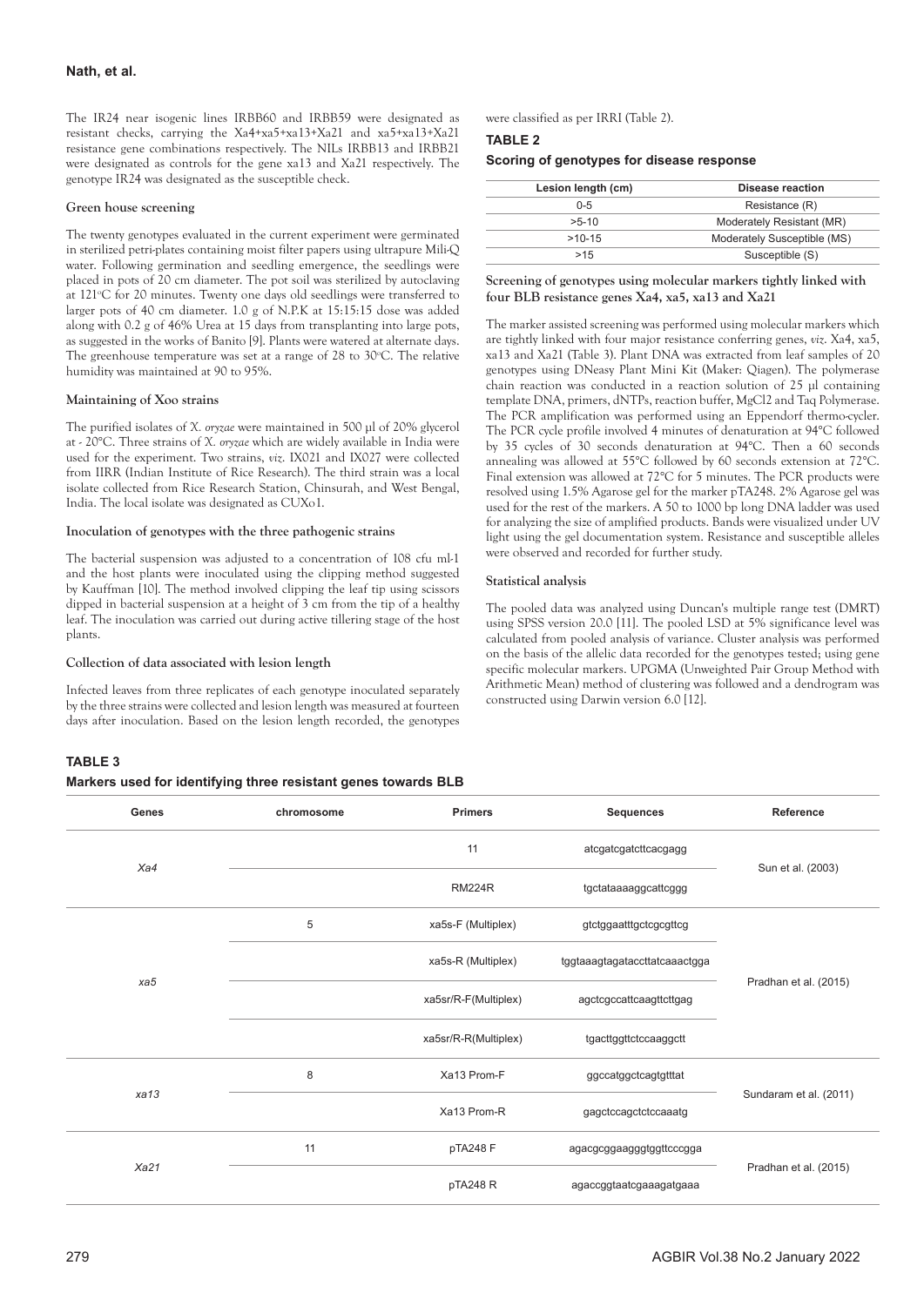The IR24 near isogenic lines IRBB60 and IRBB59 were designated as resistant checks, carrying the Xa4+xa5+xa13+Xa21 and xa5+xa13+Xa21 resistance gene combinations respectively. The NILs IRBB13 and IRBB21 were designated as controls for the gene xa13 and Xa21 respectively. The genotype IR24 was designated as the susceptible check.

**Green house screening**

The twenty genotypes evaluated in the current experiment were germinated in sterilized petri-plates containing moist filter papers using ultrapure Mili-Q water. Following germination and seedling emergence, the seedlings were placed in pots of 20 cm diameter. The pot soil was sterilized by autoclaving at 121°C for 20 minutes. Twenty one days old seedlings were transferred to larger pots of 40 cm diameter. 1.0 g of N.P.K at 15:15:15 dose was added along with 0.2 g of 46% Urea at 15 days from transplanting into large pots, as suggested in the works of Banito [9]. Plants were watered at alternate days. The greenhouse temperature was set at a range of 28 to 30°C. The relative humidity was maintained at 90 to 95%.

**Maintaining of Xoo strains**

The purified isolates of *X. oryzae* were maintained in 500 µl of 20% glycerol at - 20°C. Three strains of *X. oryzae* which are widely available in India were used for the experiment. Two strains, *viz*. IX021 and IX027 were collected from IIRR (Indian Institute of Rice Research). The third strain was a local isolate collected from Rice Research Station, Chinsurah, and West Bengal, India. The local isolate was designated as CUXo1.

**Inoculation of genotypes with the three pathogenic strains**

The bacterial suspension was adjusted to a concentration of 108 cfu ml-1 and the host plants were inoculated using the clipping method suggested by Kauffman [10]. The method involved clipping the leaf tip using scissors dipped in bacterial suspension at a height of 3 cm from the tip of a healthy leaf. The inoculation was carried out during active tillering stage of the host plants.

**Collection of data associated with lesion length**

Infected leaves from three replicates of each genotype inoculated separately by the three strains were collected and lesion length was measured at fourteen days after inoculation. Based on the lesion length recorded, the genotypes were classified as per IRRI (Table 2).

**TABLE 2**

**Scoring of genotypes for disease response**

| Lesion length (cm) | Disease reaction |
|---|---|
| 0-5 | Resistance (R) |
| >5-10 | Moderately Resistant (MR) |
| >10-15 | Moderately Susceptible (MS) |
| >15 | Susceptible (S) |

**Screening of genotypes using molecular markers tightly linked with four BLB resistance genes Xa4, xa5, xa13 and Xa21**

The marker assisted screening was performed using molecular markers which are tightly linked with four major resistance conferring genes, *viz*. Xa4, xa5, xa13 and Xa21 (Table 3). Plant DNA was extracted from leaf samples of 20 genotypes using DNeasy Plant Mini Kit (Maker: Qiagen). The polymerase chain reaction was conducted in a reaction solution of 25 µl containing template DNA, primers, dNTPs, reaction buffer, MgCl2 and Taq Polymerase. The PCR amplification was performed using an Eppendorf thermo-cycler. The PCR cycle profile involved 4 minutes of denaturation at 94°C followed by 35 cycles of 30 seconds denaturation at 94°C. Then a 60 seconds annealing was allowed at 55°C followed by 60 seconds extension at 72°C. Final extension was allowed at 72°C for 5 minutes. The PCR products were resolved using 1.5% Agarose gel for the marker pTA248. 2% Agarose gel was used for the rest of the markers. A 50 to 1000 bp long DNA ladder was used for analyzing the size of amplified products. Bands were visualized under UV light using the gel documentation system. Resistance and susceptible alleles were observed and recorded for further study.

**Statistical analysis**

The pooled data was analyzed using Duncan's multiple range test (DMRT) using SPSS version 20.0 [11]. The pooled LSD at 5% significance level was calculated from pooled analysis of variance. Cluster analysis was performed on the basis of the allelic data recorded for the genotypes tested; using gene specific molecular markers. UPGMA (Unweighted Pair Group Method with Arithmetic Mean) method of clustering was followed and a dendrogram was constructed using Darwin version 6.0 [12].

**TABLE 3**

**Markers used for identifying three resistant genes towards BLB**

| Genes | chromosome | Primers | Sequences | Reference |
|---|---|---|---|---|
| *Xa4* | | 11 | atcgatcgatcttcacgagg | Sun et al. (2003) |
| | | RM224R | tgctataaaaggcattcggg | |
| *xa5* | 5 | xa5s-F (Multiplex) | gtctggaatttgctcgcgttcg | Pradhan et al. (2015) |
| | | xa5s-R (Multiplex) | tggtaaagtagataccttatcaaactgga | |
| | | xa5sr/R-F(Multiplex) | agctcgccattcaagttcttgag | |
| | | xa5sr/R-R(Multiplex) | tgacttggttctccaaggctt | |
| *xa13* | 8 | Xa13 Prom-F | ggccatggctcagtgtttat | Sundaram et al. (2011) |
| | | Xa13 Prom-R | gagctccagctctccaaatg | |
| *Xa21* | 11 | pTA248 F | agacgcggaagggtggttcccgga | Pradhan et al. (2015) |
| | | pTA248 R | agaccggtaatcgaaagatgaaa | |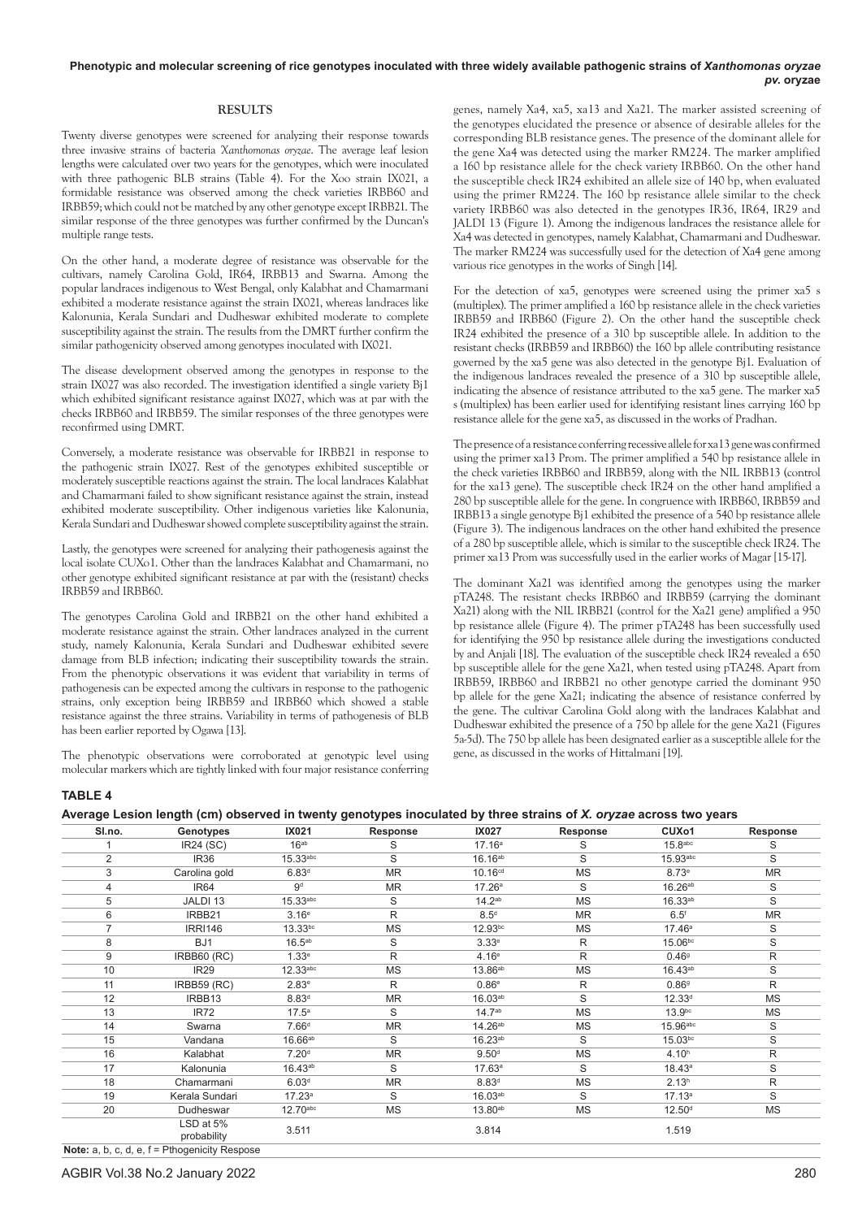## RESULTS

Twenty diverse genotypes were screened for analyzing their response towards three invasive strains of bacteria *Xanthomonas oryzae*. The average leaf lesion lengths were calculated over two years for the genotypes, which were inoculated with three pathogenic BLB strains (Table 4). For the Xoo strain IX021, a formidable resistance was observed among the check varieties IRBB60 and IRBB59; which could not be matched by any other genotype except IRBB21. The similar response of the three genotypes was further confirmed by the Duncan's multiple range tests.

On the other hand, a moderate degree of resistance was observable for the cultivars, namely Carolina Gold, IR64, IRBB13 and Swarna. Among the popular landraces indigenous to West Bengal, only Kalabhat and Chamarmani exhibited a moderate resistance against the strain IX021, whereas landraces like Kalonunia, Kerala Sundari and Dudheswar exhibited moderate to complete susceptibility against the strain. The results from the DMRT further confirm the similar pathogenicity observed among genotypes inoculated with IX021.

The disease development observed among the genotypes in response to the strain IX027 was also recorded. The investigation identified a single variety Bj1 which exhibited significant resistance against IX027, which was at par with the checks IRBB60 and IRBB59. The similar responses of the three genotypes were reconfirmed using DMRT.

Conversely, a moderate resistance was observable for IRBB21 in response to the pathogenic strain IX027. Rest of the genotypes exhibited susceptible or moderately susceptible reactions against the strain. The local landraces Kalabhat and Chamarmani failed to show significant resistance against the strain, instead exhibited moderate susceptibility. Other indigenous varieties like Kalonunia, Kerala Sundari and Dudheswar showed complete susceptibility against the strain.

Lastly, the genotypes were screened for analyzing their pathogenesis against the local isolate CUXo1. Other than the landraces Kalabhat and Chamarmani, no other genotype exhibited significant resistance at par with the (resistant) checks IRBB59 and IRBB60.

The genotypes Carolina Gold and IRBB21 on the other hand exhibited a moderate resistance against the strain. Other landraces analyzed in the current study, namely Kalonunia, Kerala Sundari and Dudheswar exhibited severe damage from BLB infection; indicating their susceptibility towards the strain. From the phenotypic observations it was evident that variability in terms of pathogenesis can be expected among the cultivars in response to the pathogenic strains, only exception being IRBB59 and IRBB60 which showed a stable resistance against the three strains. Variability in terms of pathogenesis of BLB has been earlier reported by Ogawa [13].

The phenotypic observations were corroborated at genotypic level using molecular markers which are tightly linked with four major resistance conferring genes, namely Xa4, xa5, xa13 and Xa21. The marker assisted screening of the genotypes elucidated the presence or absence of desirable alleles for the corresponding BLB resistance genes. The presence of the dominant allele for the gene Xa4 was detected using the marker RM224. The marker amplified a 160 bp resistance allele for the check variety IRBB60. On the other hand the susceptible check IR24 exhibited an allele size of 140 bp, when evaluated using the primer RM224. The 160 bp resistance allele similar to the check variety IRBB60 was also detected in the genotypes IR36, IR64, IR29 and JALDI 13 (Figure 1). Among the indigenous landraces the resistance allele for Xa4 was detected in genotypes, namely Kalabhat, Chamarmani and Dudheswar. The marker RM224 was successfully used for the detection of Xa4 gene among various rice genotypes in the works of Singh [14].

For the detection of xa5, genotypes were screened using the primer xa5 s (multiplex). The primer amplified a 160 bp resistance allele in the check varieties IRBB59 and IRBB60 (Figure 2). On the other hand the susceptible check IR24 exhibited the presence of a 310 bp susceptible allele. In addition to the resistant checks (IRBB59 and IRBB60) the 160 bp allele contributing resistance governed by the xa5 gene was also detected in the genotype Bj1. Evaluation of the indigenous landraces revealed the presence of a 310 bp susceptible allele, indicating the absence of resistance attributed to the xa5 gene. The marker xa5 s (multiplex) has been earlier used for identifying resistant lines carrying 160 bp resistance allele for the gene xa5, as discussed in the works of Pradhan.

The presence of a resistance conferring recessive allele for xa13 gene was confirmed using the primer xa13 Prom. The primer amplified a 540 bp resistance allele in the check varieties IRBB60 and IRBB59, along with the NIL IRBB13 (control for the xa13 gene). The susceptible check IR24 on the other hand amplified a 280 bp susceptible allele for the gene. In congruence with IRBB60, IRBB59 and IRBB13 a single genotype Bj1 exhibited the presence of a 540 bp resistance allele (Figure 3). The indigenous landraces on the other hand exhibited the presence of a 280 bp susceptible allele, which is similar to the susceptible check IR24. The primer xa13 Prom was successfully used in the earlier works of Magar [15-17].

The dominant Xa21 was identified among the genotypes using the marker pTA248. The resistant checks IRBB60 and IRBB59 (carrying the dominant Xa21) along with the NIL IRBB21 (control for the Xa21 gene) amplified a 950 bp resistance allele (Figure 4). The primer pTA248 has been successfully used for identifying the 950 bp resistance allele during the investigations conducted by and Anjali [18]. The evaluation of the susceptible check IR24 revealed a 650 bp susceptible allele for the gene Xa21, when tested using pTA248. Apart from IRBB59, IRBB60 and IRBB21 no other genotype carried the dominant 950 bp allele for the gene Xa21; indicating the absence of resistance conferred by the gene. The cultivar Carolina Gold along with the landraces Kalabhat and Dudheswar exhibited the presence of a 750 bp allele for the gene Xa21 (Figures 5a-5d). The 750 bp allele has been designated earlier as a susceptible allele for the gene, as discussed in the works of Hittalmani [19].

**TABLE 4**

**Average Lesion length (cm) observed in twenty genotypes inoculated by three strains of *X. oryzae* across two years**

| Sl.no. | Genotypes | IX021 | Response | IX027 | Response | CUXo1 | Response |
|---|---|---|---|---|---|---|---|
| 1 | IR24 (SC) | 16[ab] | S | 17.16[a] | S | 15.8[abc] | S |
| 2 | IR36 | 15.33[abc] | S | 16.16[ab] | S | 15.93[abc] | S |
| 3 | Carolina gold | 6.83[d] | MR | 10.16[cd] | MS | 8.73[e] | MR |
| 4 | IR64 | 9[d] | MR | 17.26[a] | S | 16.26[ab] | S |
| 5 | JALDI 13 | 15.33[abc] | S | 14.2[ab] | MS | 16.33[ab] | S |
| 6 | IRBB21 | 3.16[e] | R | 8.5[d] | MR | 6.5[f] | MR |
| 7 | IRRI146 | 13.33[bc] | MS | 12.93[bc] | MS | 17.46[a] | S |
| 8 | BJ1 | 16.5[ab] | S | 3.33[e] | R | 15.06[bc] | S |
| 9 | IRBB60 (RC) | 1.33[e] | R | 4.16[e] | R | 0.46[g] | R |
| 10 | IR29 | 12.33[abc] | MS | 13.86[ab] | MS | 16.43[ab] | S |
| 11 | IRBB59 (RC) | 2.83[e] | R | 0.86[e] | R | 0.86[g] | R |
| 12 | IRBB13 | 8.83[d] | MR | 16.03[ab] | S | 12.33[d] | MS |
| 13 | IR72 | 17.5[a] | S | 14.7[ab] | MS | 13.9[bc] | MS |
| 14 | Swarna | 7.66[d] | MR | 14.26[ab] | MS | 15.96[abc] | S |
| 15 | Vandana | 16.66[ab] | S | 16.23[ab] | S | 15.03[bc] | S |
| 16 | Kalabhat | 7.20[d] | MR | 9.50[d] | MS | 4.10[h] | R |
| 17 | Kalonunia | 16.43[ab] | S | 17.63[a] | S | 18.43[a] | S |
| 18 | Chamarmani | 6.03[d] | MR | 8.83[d] | MS | 2.13[h] | R |
| 19 | Kerala Sundari | 17.23[a] | S | 16.03[ab] | S | 17.13[a] | S |
| 20 | Dudheswar | 12.70[abc] | MS | 13.80[ab] | MS | 12.50[d] | MS |
| | LSD at 5% probability | 3.511 | | 3.814 | | 1.519 | |

**Note:** a, b, c, d, e, f = Pthogenicity Respose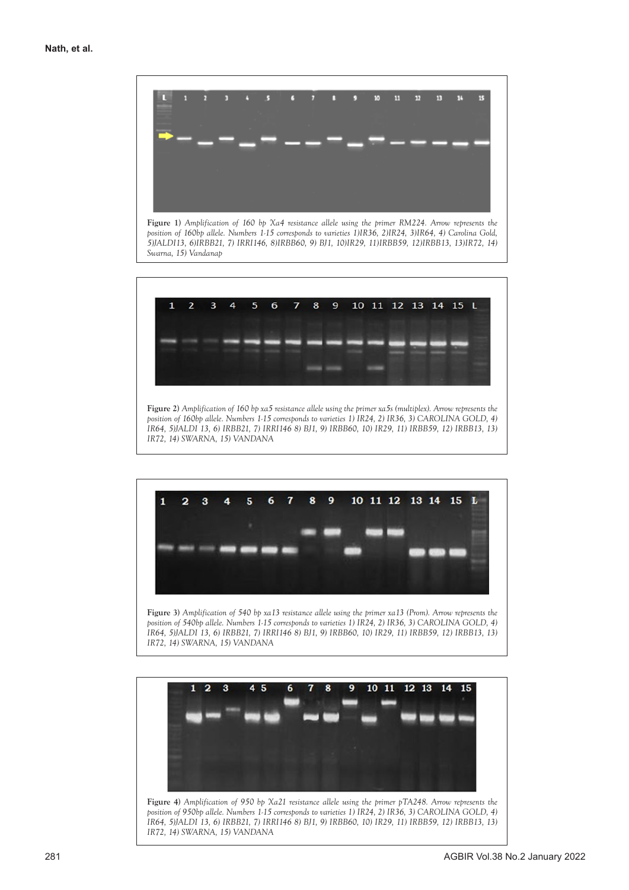**Figure 1)** *Amplification of 160 bp Xa4 resistance allele using the primer RM224. Arrow represents the position of 160bp allele. Numbers 1-15 corresponds to varieties 1)IR36, 2)IR24, 3)IR64, 4) Carolina Gold, 5)JALDI13, 6)IRBB21, 7) IRRI146, 8)IRBB60, 9) BJ1, 10)IR29, 11)IRBB59, 12)IRBB13, 13)IR72, 14) Swarna, 15) Vandanap*

**Figure 2)** *Amplification of 160 bp xa5 resistance allele using the primer xa5s (multiplex). Arrow represents the position of 160bp allele. Numbers 1-15 corresponds to varieties 1) IR24, 2) IR36, 3) CAROLINA GOLD, 4) IR64, 5)JALDI 13, 6) IRBB21, 7) IRRI146 8) BJ1, 9) IRBB60, 10) IR29, 11) IRBB59, 12) IRBB13, 13) IR72, 14) SWARNA, 15) VANDANA*

**Figure 3)** *Amplification of 540 bp xa13 resistance allele using the primer xa13 (Prom). Arrow represents the position of 540bp allele. Numbers 1-15 corresponds to varieties 1) IR24, 2) IR36, 3) CAROLINA GOLD, 4) IR64, 5)JALDI 13, 6) IRBB21, 7) IRRI146 8) BJ1, 9) IRBB60, 10) IR29, 11) IRBB59, 12) IRBB13, 13) IR72, 14) SWARNA, 15) VANDANA*

**Figure 4)** *Amplification of 950 bp Xa21 resistance allele using the primer pTA248. Arrow represents the position of 950bp allele. Numbers 1-15 corresponds to varieties 1) IR24, 2) IR36, 3) CAROLINA GOLD, 4) IR64, 5)JALDI 13, 6) IRBB21, 7) IRRI146 8) BJ1, 9) IRBB60, 10) IR29, 11) IRBB59, 12) IRBB13, 13) IR72, 14) SWARNA, 15) VANDANA*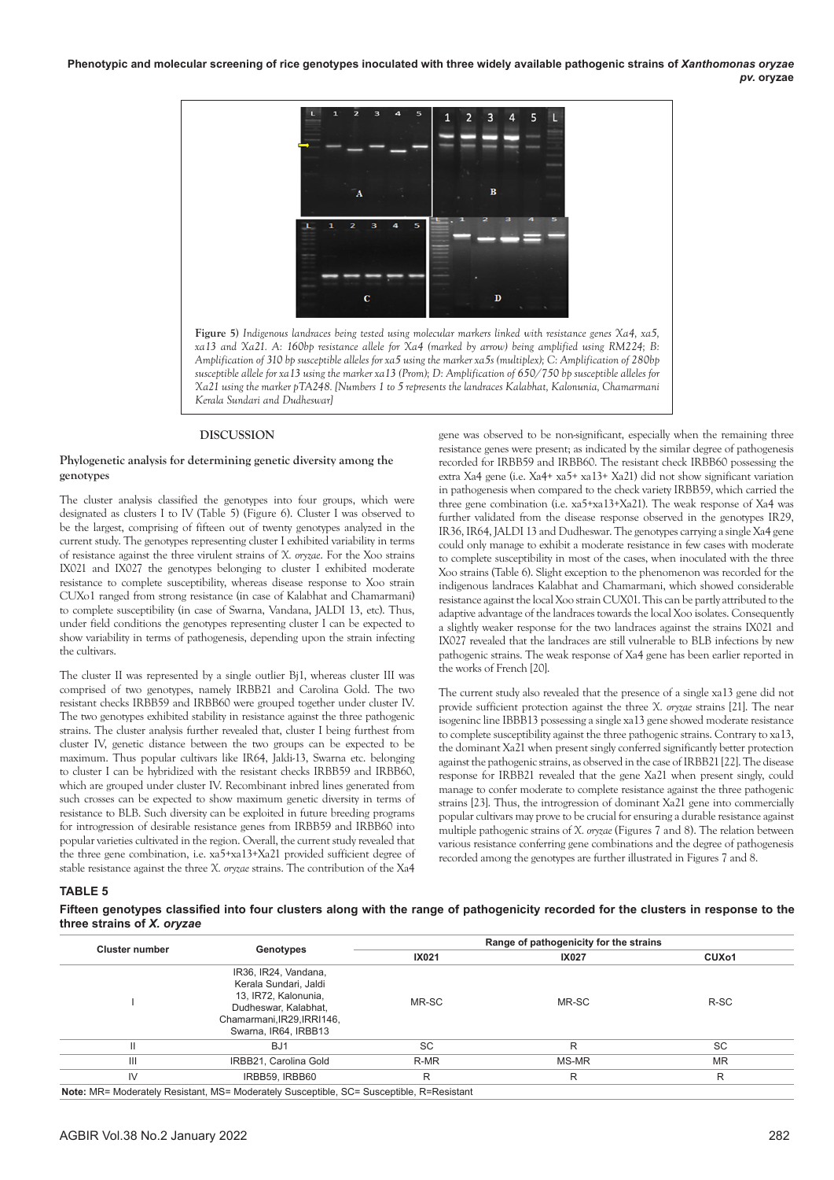Figure 5) *Indigenous landraces being tested using molecular markers linked with resistance genes Xa4, xa5, xa13 and Xa21. A: 160bp resistance allele for Xa4 (marked by arrow) being amplified using RM224; B: Amplification of 310 bp susceptible alleles for xa5 using the marker xa5s (multiplex); C: Amplification of 280bp susceptible allele for xa13 using the marker xa13 (Prom); D: Amplification of 650/750 bp susceptible alleles for Xa21 using the marker pTA248. [Numbers 1 to 5 represents the landraces Kalabhat, Kalonunia, Chamarmani Kerala Sundari and Dudheswar]*

## DISCUSSION

### Phylogenetic analysis for determining genetic diversity among the genotypes

The cluster analysis classified the genotypes into four groups, which were designated as clusters I to IV (Table 5) (Figure 6). Cluster I was observed to be the largest, comprising of fifteen out of twenty genotypes analyzed in the current study. The genotypes representing cluster I exhibited variability in terms of resistance against the three virulent strains of *X. oryzae*. For the Xoo strains IX021 and IX027 the genotypes belonging to cluster I exhibited moderate resistance to complete susceptibility, whereas disease response to Xoo strain CUXo1 ranged from strong resistance (in case of Kalabhat and Chamarmani) to complete susceptibility (in case of Swarna, Vandana, JALDI 13, etc). Thus, under field conditions the genotypes representing cluster I can be expected to show variability in terms of pathogenesis, depending upon the strain infecting the cultivars.

The cluster II was represented by a single outlier Bj1, whereas cluster III was comprised of two genotypes, namely IRBB21 and Carolina Gold. The two resistant checks IRBB59 and IRBB60 were grouped together under cluster IV. The two genotypes exhibited stability in resistance against the three pathogenic strains. The cluster analysis further revealed that, cluster I being furthest from cluster IV, genetic distance between the two groups can be expected to be maximum. Thus popular cultivars like IR64, Jaldi-13, Swarna etc. belonging to cluster I can be hybridized with the resistant checks IRBB59 and IRBB60, which are grouped under cluster IV. Recombinant inbred lines generated from such crosses can be expected to show maximum genetic diversity in terms of resistance to BLB. Such diversity can be exploited in future breeding programs for introgression of desirable resistance genes from IRBB59 and IRBB60 into popular varieties cultivated in the region. Overall, the current study revealed that the three gene combination, i.e. xa5+xa13+Xa21 provided sufficient degree of stable resistance against the three *X. oryzae* strains. The contribution of the Xa4 gene was observed to be non-significant, especially when the remaining three resistance genes were present; as indicated by the similar degree of pathogenesis recorded for IRBB59 and IRBB60. The resistant check IRBB60 possessing the extra Xa4 gene (i.e. Xa4+ xa5+ xa13+ Xa21) did not show significant variation in pathogenesis when compared to the check variety IRBB59, which carried the three gene combination (i.e. xa5+xa13+Xa21). The weak response of Xa4 was further validated from the disease response observed in the genotypes IR29, IR36, IR64, JALDI 13 and Dudheswar. The genotypes carrying a single Xa4 gene could only manage to exhibit a moderate resistance in few cases with moderate to complete susceptibility in most of the cases, when inoculated with the three Xoo strains (Table 6). Slight exception to the phenomenon was recorded for the indigenous landraces Kalabhat and Chamarmani, which showed considerable resistance against the local Xoo strain CUX01. This can be partly attributed to the adaptive advantage of the landraces towards the local Xoo isolates. Consequently a slightly weaker response for the two landraces against the strains IX021 and IX027 revealed that the landraces are still vulnerable to BLB infections by new pathogenic strains. The weak response of Xa4 gene has been earlier reported in the works of French [20].

The current study also revealed that the presence of a single xa13 gene did not provide sufficient protection against the three *X. oryzae* strains [21]. The near isogeninc line IBBB13 possessing a single xa13 gene showed moderate resistance to complete susceptibility against the three pathogenic strains. Contrary to xa13, the dominant Xa21 when present singly conferred significantly better protection against the pathogenic strains, as observed in the case of IRBB21 [22]. The disease response for IRBB21 revealed that the gene Xa21 when present singly, could manage to confer moderate to complete resistance against the three pathogenic strains [23]. Thus, the introgression of dominant Xa21 gene into commercially popular cultivars may prove to be crucial for ensuring a durable resistance against multiple pathogenic strains of *X. oryzae* (Figures 7 and 8). The relation between various resistance conferring gene combinations and the degree of pathogenesis recorded among the genotypes are further illustrated in Figures 7 and 8.

**TABLE 5**

**Fifteen genotypes classified into four clusters along with the range of pathogenicity recorded for the clusters in response to the three strains of *X. oryzae***

| Cluster number | Genotypes | Range of pathogenicity for the strains | | |
|---|---|---|---|---|
| | | IX021 | IX027 | CUXo1 |
| I | IR36, IR24, Vandana, Kerala Sundari, Jaldi 13, IR72, Kalonunia, Dudheswar, Kalabhat, Chamarmani,IR29,IRRI146, Swarna, IR64, IRBB13 | MR-SC | MR-SC | R-SC |
| II | BJ1 | SC | R | SC |
| III | IRBB21, Carolina Gold | R-MR | MS-MR | MR |
| IV | IRBB59, IRBB60 | R | R | R |

**Note:** MR= Moderately Resistant, MS= Moderately Susceptible, SC= Susceptible, R=Resistant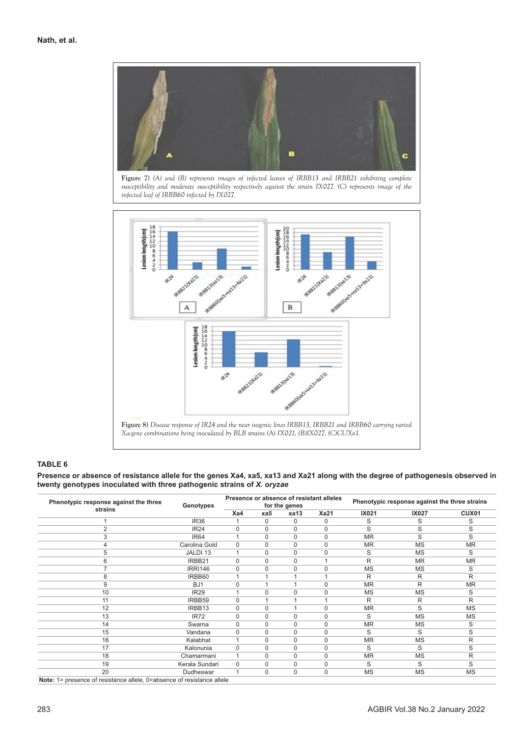Figure 7) (A) and (B) represents images of infected leaves of IRBB13 and IRBB21 exhibiting complete susceptibility and moderate susceptibility respectively against the strain IX027. (C) represents image of the infected leaf of IRBB60 infected by IX027.

A

Lesion length(cm)

18 16 14 12 10 8 6 4 2 0

IR24 IRBB21(Xa21) IRBB13(xa13) IRBB60(xa5+xa13+Xa21)

B

Lesion length(cm)

20 18 16 14 12 10 8 6 4 2 0

IR24 IRBB21(Xa21) IRBB13(xa13) IRBB60(xa5+xa13+Xa21)

Lesion length(cm)

18 16 14 12 10 8 6 4 2 0

IR24 IRBB21(Xa21) IRBB13(xa13) IRBB60(xa5+xa13+Xa21)

Figure 8) Disease response of IR24 and the near isogenic lines IRBB13, IRBB21 and IRBB60 carrying varied Xa-gene combinations being inoculated by BLB strains (A) IX021, (B)IX027, (C)CUXo1.

## TABLE 6

**Presence or absence of resistance allele for the genes Xa4, xa5, xa13 and Xa21 along with the degree of pathogenesis observed in twenty genotypes inoculated with three pathogenic strains of *X. oryzae***

| Phenotypic response against the three strains | Genotypes | Presence or absence of resistant alleles for the genes | | | | Phenotypic response against the three strains | | |
|---|---|---|---|---|---|---|---|---|
| | | Xa4 | xa5 | xa13 | Xa21 | IX021 | IX027 | CUX01 |
| 1 | IR36 | 1 | 0 | 0 | 0 | S | S | S |
| 2 | IR24 | 0 | 0 | 0 | 0 | S | S | S |
| 3 | IR64 | 1 | 0 | 0 | 0 | MR | S | S |
| 4 | Carolina Gold | 0 | 0 | 0 | 0 | MR | MS | MR |
| 5 | JALDI 13 | 1 | 0 | 0 | 0 | S | MS | S |
| 6 | IRBB21 | 0 | 0 | 0 | 1 | R | MR | MR |
| 7 | IRRI146 | 0 | 0 | 0 | 0 | MS | MS | S |
| 8 | IRBB60 | 1 | 1 | 1 | 1 | R | R | R |
| 9 | BJ1 | 0 | 1 | 1 | 0 | MR | R | MR |
| 10 | IR29 | 1 | 0 | 0 | 0 | MS | MS | S |
| 11 | IRBB59 | 0 | 1 | 1 | 1 | R | R | R |
| 12 | IRBB13 | 0 | 0 | 1 | 0 | MR | S | MS |
| 13 | IR72 | 0 | 0 | 0 | 0 | S | MS | MS |
| 14 | Swarna | 0 | 0 | 0 | 0 | MR | MS | S |
| 15 | Vandana | 0 | 0 | 0 | 0 | S | S | S |
| 16 | Kalabhat | 1 | 0 | 0 | 0 | MR | MS | R |
| 17 | Kalonunia | 0 | 0 | 0 | 0 | S | S | S |
| 18 | Chamarmani | 1 | 0 | 0 | 0 | MR | MS | R |
| 19 | Kerala Sundari | 0 | 0 | 0 | 0 | S | S | S |
| 20 | Dudheswar | 1 | 0 | 0 | 0 | MS | MS | MS |

**Note:** 1= presence of resistance allele, 0=absence of resistance allele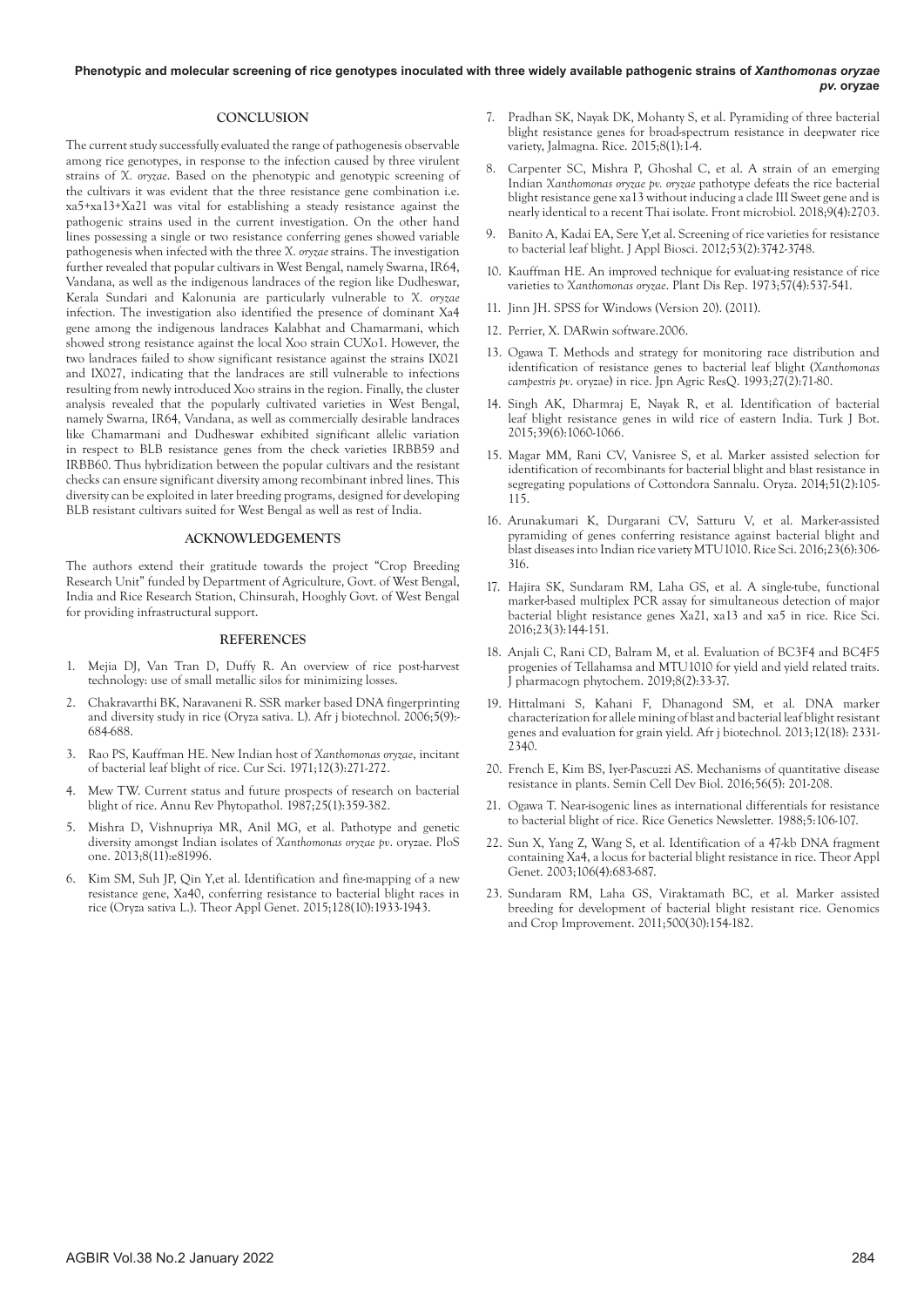## CONCLUSION

The current study successfully evaluated the range of pathogenesis observable among rice genotypes, in response to the infection caused by three virulent strains of *X. oryzae*. Based on the phenotypic and genotypic screening of the cultivars it was evident that the three resistance gene combination i.e. xa5+xa13+Xa21 was vital for establishing a steady resistance against the pathogenic strains used in the current investigation. On the other hand lines possessing a single or two resistance conferring genes showed variable pathogenesis when infected with the three *X. oryzae* strains. The investigation further revealed that popular cultivars in West Bengal, namely Swarna, IR64, Vandana, as well as the indigenous landraces of the region like Dudheswar, Kerala Sundari and Kalonunia are particularly vulnerable to *X. oryzae* infection. The investigation also identified the presence of dominant Xa4 gene among the indigenous landraces Kalabhat and Chamarmani, which showed strong resistance against the local Xoo strain CUXo1. However, the two landraces failed to show significant resistance against the strains IX021 and IX027, indicating that the landraces are still vulnerable to infections resulting from newly introduced Xoo strains in the region. Finally, the cluster analysis revealed that the popularly cultivated varieties in West Bengal, namely Swarna, IR64, Vandana, as well as commercially desirable landraces like Chamarmani and Dudheswar exhibited significant allelic variation in respect to BLB resistance genes from the check varieties IRBB59 and IRBB60. Thus hybridization between the popular cultivars and the resistant checks can ensure significant diversity among recombinant inbred lines. This diversity can be exploited in later breeding programs, designed for developing BLB resistant cultivars suited for West Bengal as well as rest of India.

## ACKNOWLEDGEMENTS

The authors extend their gratitude towards the project "Crop Breeding Research Unit" funded by Department of Agriculture, Govt. of West Bengal, India and Rice Research Station, Chinsurah, Hooghly Govt. of West Bengal for providing infrastructural support.

## REFERENCES

1. Mejia DJ, Van Tran D, Duffy R. An overview of rice post-harvest technology: use of small metallic silos for minimizing losses.
2. Chakravarthi BK, Naravaneni R. SSR marker based DNA fingerprinting and diversity study in rice (Oryza sativa. L). Afr j biotechnol. 2006;5(9):-684-688.
3. Rao PS, Kauffman HE. New Indian host of *Xanthomonas oryzae*, incitant of bacterial leaf blight of rice. Cur Sci. 1971;12(3):271-272.
4. Mew TW. Current status and future prospects of research on bacterial blight of rice. Annu Rev Phytopathol. 1987;25(1):359-382.
5. Mishra D, Vishnupriya MR, Anil MG, et al. Pathotype and genetic diversity amongst Indian isolates of *Xanthomonas oryzae pv*. oryzae. PloS one. 2013;8(11):e81996.
6. Kim SM, Suh JP, Qin Y,et al. Identification and fine-mapping of a new resistance gene, Xa40, conferring resistance to bacterial blight races in rice (Oryza sativa L.). Theor Appl Genet. 2015;128(10):1933-1943.
7. Pradhan SK, Nayak DK, Mohanty S, et al. Pyramiding of three bacterial blight resistance genes for broad-spectrum resistance in deepwater rice variety, Jalmagna. Rice. 2015;8(1):1-4.
8. Carpenter SC, Mishra P, Ghoshal C, et al. A strain of an emerging Indian *Xanthomonas oryzae pv. oryzae* pathotype defeats the rice bacterial blight resistance gene xa13 without inducing a clade III Sweet gene and is nearly identical to a recent Thai isolate. Front microbiol. 2018;9(4):2703.
9. Banito A, Kadai EA, Sere Y,et al. Screening of rice varieties for resistance to bacterial leaf blight. J Appl Biosci. 2012;53(2):3742-3748.
10. Kauffman HE. An improved technique for evaluat-ing resistance of rice varieties to *Xanthomonas oryzae*. Plant Dis Rep. 1973;57(4):537-541.
11. Jinn JH. SPSS for Windows (Version 20). (2011).
12. Perrier, X. DARwin software.2006.
13. Ogawa T. Methods and strategy for monitoring race distribution and identification of resistance genes to bacterial leaf blight (*Xanthomonas campestris pv*. oryzae) in rice. Jpn Agric ResQ. 1993;27(2):71-80.
14. Singh AK, Dharmraj E, Nayak R, et al. Identification of bacterial leaf blight resistance genes in wild rice of eastern India. Turk J Bot. 2015;39(6):1060-1066.
15. Magar MM, Rani CV, Vanisree S, et al. Marker assisted selection for identification of recombinants for bacterial blight and blast resistance in segregating populations of Cottondora Sannalu. Oryza. 2014;51(2):105-115.
16. Arunakumari K, Durgarani CV, Satturu V, et al. Marker-assisted pyramiding of genes conferring resistance against bacterial blight and blast diseases into Indian rice variety MTU1010. Rice Sci. 2016;23(6):306-316.
17. Hajira SK, Sundaram RM, Laha GS, et al. A single-tube, functional marker-based multiplex PCR assay for simultaneous detection of major bacterial blight resistance genes Xa21, xa13 and xa5 in rice. Rice Sci. 2016;23(3):144-151.
18. Anjali C, Rani CD, Balram M, et al. Evaluation of BC3F4 and BC4F5 progenies of Tellahamsa and MTU1010 for yield and yield related traits. J pharmacogn phytochem. 2019;8(2):33-37.
19. Hittalmani S, Kahani F, Dhanagond SM, et al. DNA marker characterization for allele mining of blast and bacterial leaf blight resistant genes and evaluation for grain yield. Afr j biotechnol. 2013;12(18): 2331-2340.
20. French E, Kim BS, Iyer-Pascuzzi AS. Mechanisms of quantitative disease resistance in plants. Semin Cell Dev Biol. 2016;56(5): 201-208.
21. Ogawa T. Near-isogenic lines as international differentials for resistance to bacterial blight of rice. Rice Genetics Newsletter. 1988;5:106-107.
22. Sun X, Yang Z, Wang S, et al. Identification of a 47-kb DNA fragment containing Xa4, a locus for bacterial blight resistance in rice. Theor Appl Genet. 2003;106(4):683-687.
23. Sundaram RM, Laha GS, Viraktamath BC, et al. Marker assisted breeding for development of bacterial blight resistant rice. Genomics and Crop Improvement. 2011;500(30):154-182.